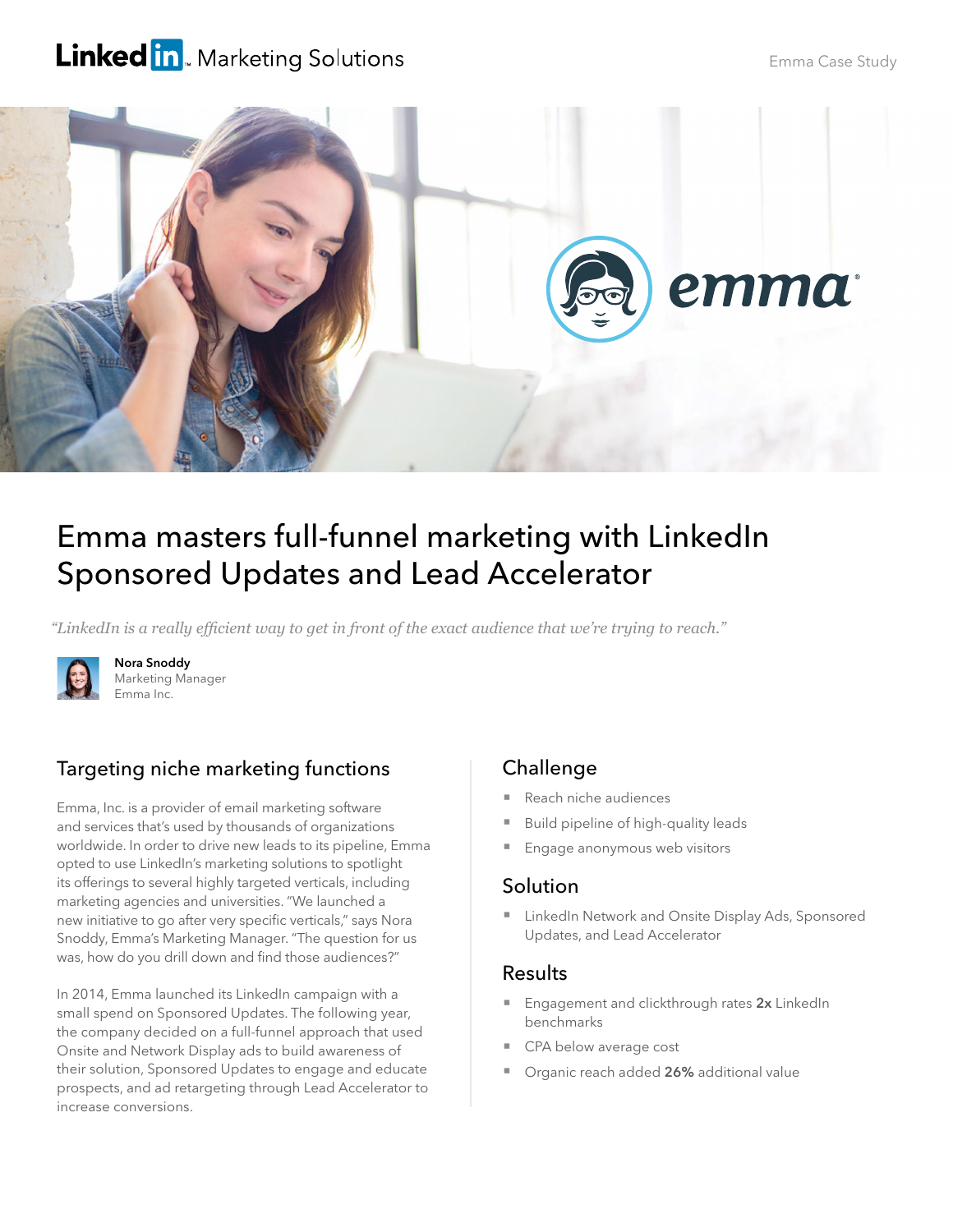LinkedIn Marketing Solutions

Emma Case Study

# Emma masters full-funnel marketing with LinkedIn Sponsored Updates and Lead Accelerator

*"LinkedIn is a really efficient way to get in front of the exact audience that we're trying to reach."*

**Nora Snoddy**
Marketing Manager
Emma Inc.

## Targeting niche marketing functions

Emma, Inc. is a provider of email marketing software and services that's used by thousands of organizations worldwide. In order to drive new leads to its pipeline, Emma opted to use LinkedIn's marketing solutions to spotlight its offerings to several highly targeted verticals, including marketing agencies and universities. "We launched a new initiative to go after very specific verticals," says Nora Snoddy, Emma's Marketing Manager. "The question for us was, how do you drill down and find those audiences?"

In 2014, Emma launched its LinkedIn campaign with a small spend on Sponsored Updates. The following year, the company decided on a full-funnel approach that used Onsite and Network Display ads to build awareness of their solution, Sponsored Updates to engage and educate prospects, and ad retargeting through Lead Accelerator to increase conversions.

## Challenge

- Reach niche audiences
- Build pipeline of high-quality leads
- Engage anonymous web visitors

## Solution

- LinkedIn Network and Onsite Display Ads, Sponsored Updates, and Lead Accelerator

## Results

- Engagement and clickthrough rates **2x** LinkedIn benchmarks
- CPA below average cost
- Organic reach added **26%** additional value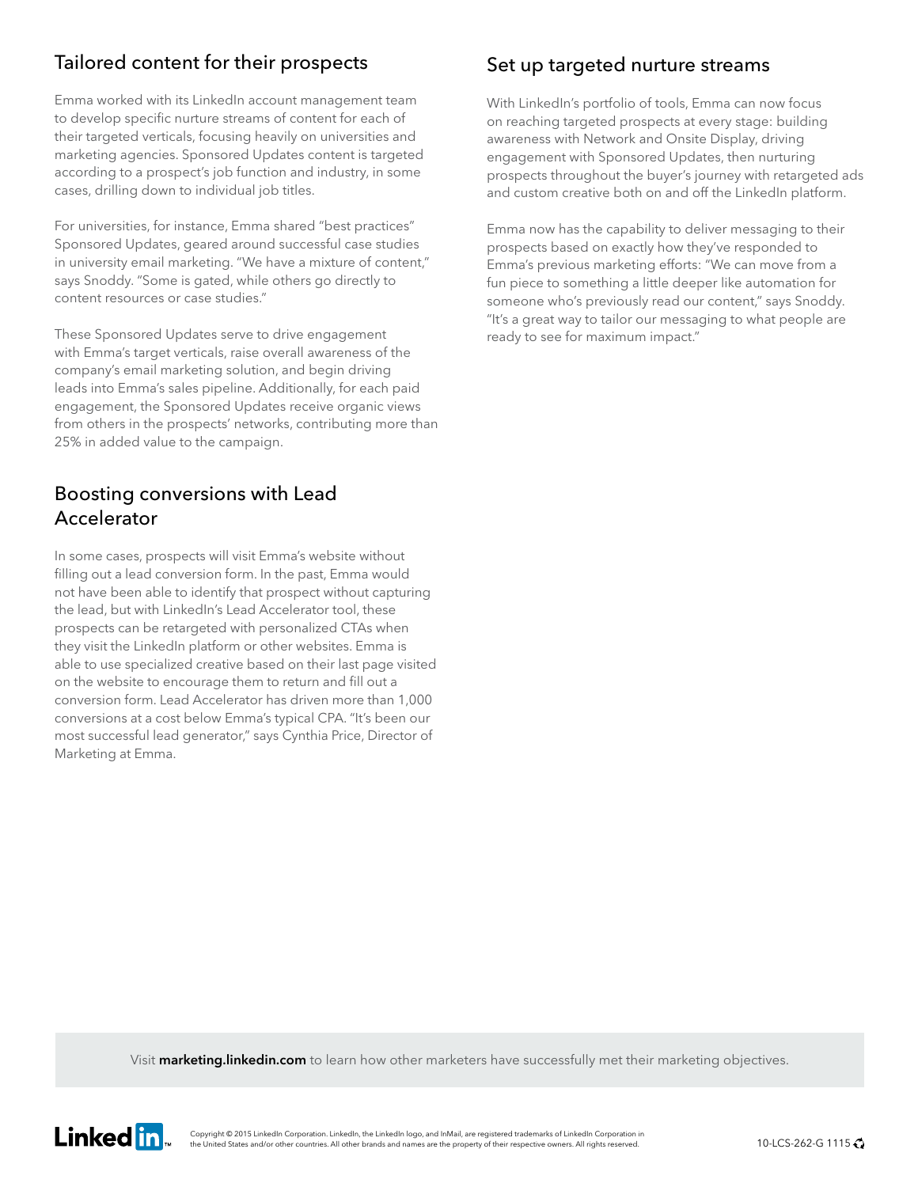## Tailored content for their prospects

Emma worked with its LinkedIn account management team to develop specific nurture streams of content for each of their targeted verticals, focusing heavily on universities and marketing agencies. Sponsored Updates content is targeted according to a prospect's job function and industry, in some cases, drilling down to individual job titles.

For universities, for instance, Emma shared "best practices" Sponsored Updates, geared around successful case studies in university email marketing. "We have a mixture of content," says Snoddy. "Some is gated, while others go directly to content resources or case studies."

These Sponsored Updates serve to drive engagement with Emma's target verticals, raise overall awareness of the company's email marketing solution, and begin driving leads into Emma's sales pipeline. Additionally, for each paid engagement, the Sponsored Updates receive organic views from others in the prospects' networks, contributing more than 25% in added value to the campaign.

## Boosting conversions with Lead Accelerator

In some cases, prospects will visit Emma's website without filling out a lead conversion form. In the past, Emma would not have been able to identify that prospect without capturing the lead, but with LinkedIn's Lead Accelerator tool, these prospects can be retargeted with personalized CTAs when they visit the LinkedIn platform or other websites. Emma is able to use specialized creative based on their last page visited on the website to encourage them to return and fill out a conversion form. Lead Accelerator has driven more than 1,000 conversions at a cost below Emma's typical CPA. "It's been our most successful lead generator," says Cynthia Price, Director of Marketing at Emma.

## Set up targeted nurture streams

With LinkedIn's portfolio of tools, Emma can now focus on reaching targeted prospects at every stage: building awareness with Network and Onsite Display, driving engagement with Sponsored Updates, then nurturing prospects throughout the buyer's journey with retargeted ads and custom creative both on and off the LinkedIn platform.

Emma now has the capability to deliver messaging to their prospects based on exactly how they've responded to Emma's previous marketing efforts: "We can move from a fun piece to something a little deeper like automation for someone who's previously read our content," says Snoddy. "It's a great way to tailor our messaging to what people are ready to see for maximum impact."

Visit **marketing.linkedin.com** to learn how other marketers have successfully met their marketing objectives.

Copyright © 2015 LinkedIn Corporation. LinkedIn, the LinkedIn logo, and InMail, are registered trademarks of LinkedIn Corporation in the United States and/or other countries. All other brands and names are the property of their respective owners. All rights reserved.

10-LCS-262-G 1115